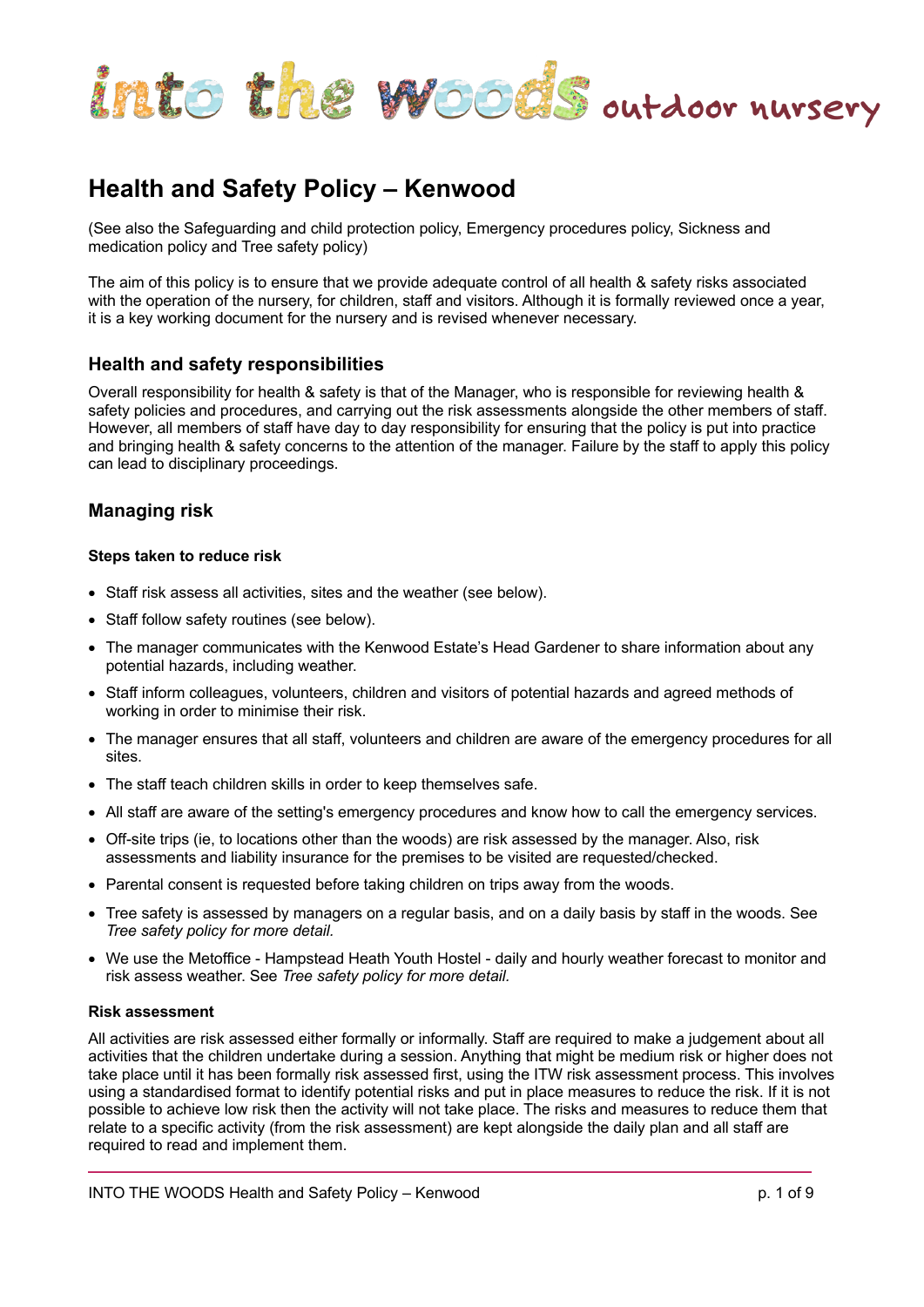into the woods outdoor nursery

# Health and Safety Policy – Kenwood

(See also the Safeguarding and child protection policy, Emergency procedures policy, Sickness and medication policy and Tree safety policy)

The aim of this policy is to ensure that we provide adequate control of all health & safety risks associated with the operation of the nursery, for children, staff and visitors. Although it is formally reviewed once a year, it is a key working document for the nursery and is revised whenever necessary.

## Health and safety responsibilities

Overall responsibility for health & safety is that of the Manager, who is responsible for reviewing health & safety policies and procedures, and carrying out the risk assessments alongside the other members of staff. However, all members of staff have day to day responsibility for ensuring that the policy is put into practice and bringing health & safety concerns to the attention of the manager. Failure by the staff to apply this policy can lead to disciplinary proceedings.

## Managing risk

### Steps taken to reduce risk

- Staff risk assess all activities, sites and the weather (see below).
- Staff follow safety routines (see below).
- The manager communicates with the Kenwood Estate's Head Gardener to share information about any potential hazards, including weather.
- Staff inform colleagues, volunteers, children and visitors of potential hazards and agreed methods of working in order to minimise their risk.
- The manager ensures that all staff, volunteers and children are aware of the emergency procedures for all sites.
- The staff teach children skills in order to keep themselves safe.
- All staff are aware of the setting's emergency procedures and know how to call the emergency services.
- Off-site trips (ie, to locations other than the woods) are risk assessed by the manager. Also, risk assessments and liability insurance for the premises to be visited are requested/checked.
- Parental consent is requested before taking children on trips away from the woods.
- Tree safety is assessed by managers on a regular basis, and on a daily basis by staff in the woods. See *Tree safety policy for more detail.*
- We use the Metoffice - Hampstead Heath Youth Hostel - daily and hourly weather forecast to monitor and risk assess weather. See *Tree safety policy for more detail.*

### Risk assessment

All activities are risk assessed either formally or informally. Staff are required to make a judgement about all activities that the children undertake during a session. Anything that might be medium risk or higher does not take place until it has been formally risk assessed first, using the ITW risk assessment process. This involves using a standardised format to identify potential risks and put in place measures to reduce the risk. If it is not possible to achieve low risk then the activity will not take place. The risks and measures to reduce them that relate to a specific activity (from the risk assessment) are kept alongside the daily plan and all staff are required to read and implement them.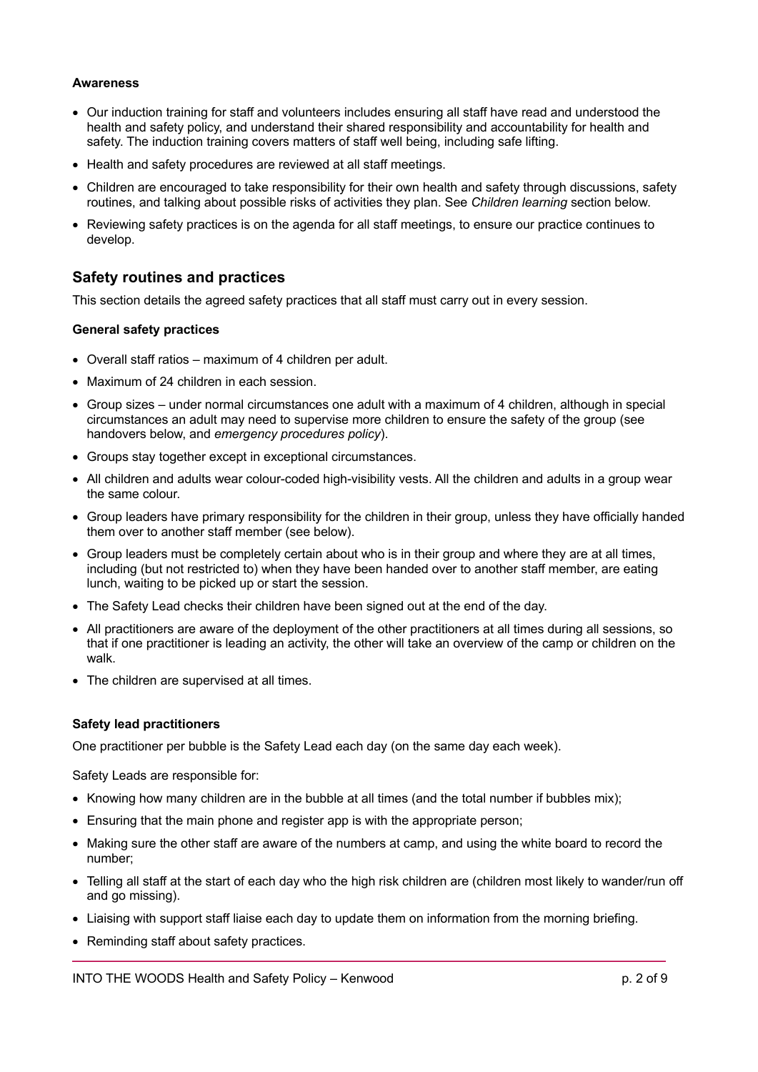**Awareness**

- Our induction training for staff and volunteers includes ensuring all staff have read and understood the health and safety policy, and understand their shared responsibility and accountability for health and safety. The induction training covers matters of staff well being, including safe lifting.
- Health and safety procedures are reviewed at all staff meetings.
- Children are encouraged to take responsibility for their own health and safety through discussions, safety routines, and talking about possible risks of activities they plan. See *Children learning* section below.
- Reviewing safety practices is on the agenda for all staff meetings, to ensure our practice continues to develop.

## Safety routines and practices

This section details the agreed safety practices that all staff must carry out in every session.

**General safety practices**

- Overall staff ratios – maximum of 4 children per adult.
- Maximum of 24 children in each session.
- Group sizes – under normal circumstances one adult with a maximum of 4 children, although in special circumstances an adult may need to supervise more children to ensure the safety of the group (see handovers below, and *emergency procedures policy*).
- Groups stay together except in exceptional circumstances.
- All children and adults wear colour-coded high-visibility vests. All the children and adults in a group wear the same colour.
- Group leaders have primary responsibility for the children in their group, unless they have officially handed them over to another staff member (see below).
- Group leaders must be completely certain about who is in their group and where they are at all times, including (but not restricted to) when they have been handed over to another staff member, are eating lunch, waiting to be picked up or start the session.
- The Safety Lead checks their children have been signed out at the end of the day.
- All practitioners are aware of the deployment of the other practitioners at all times during all sessions, so that if one practitioner is leading an activity, the other will take an overview of the camp or children on the walk.
- The children are supervised at all times.

**Safety lead practitioners**

One practitioner per bubble is the Safety Lead each day (on the same day each week).

Safety Leads are responsible for:

- Knowing how many children are in the bubble at all times (and the total number if bubbles mix);
- Ensuring that the main phone and register app is with the appropriate person;
- Making sure the other staff are aware of the numbers at camp, and using the white board to record the number;
- Telling all staff at the start of each day who the high risk children are (children most likely to wander/run off and go missing).
- Liaising with support staff liaise each day to update them on information from the morning briefing.
- Reminding staff about safety practices.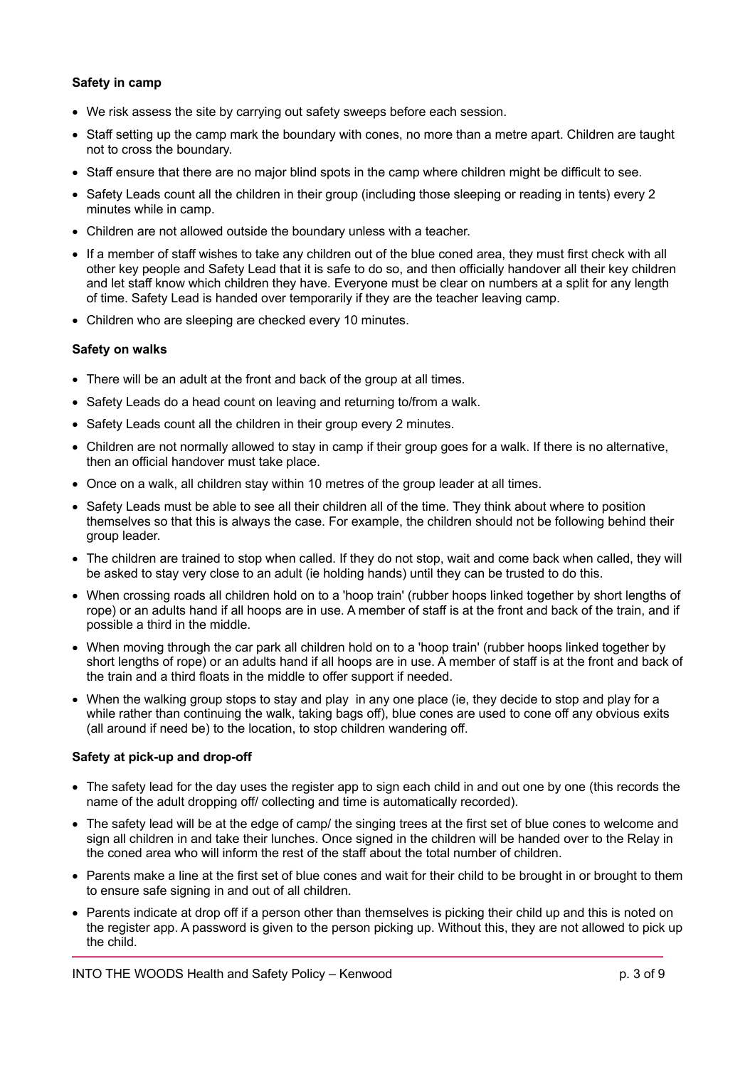**Safety in camp**

- We risk assess the site by carrying out safety sweeps before each session.
- Staff setting up the camp mark the boundary with cones, no more than a metre apart. Children are taught not to cross the boundary.
- Staff ensure that there are no major blind spots in the camp where children might be difficult to see.
- Safety Leads count all the children in their group (including those sleeping or reading in tents) every 2 minutes while in camp.
- Children are not allowed outside the boundary unless with a teacher.
- If a member of staff wishes to take any children out of the blue coned area, they must first check with all other key people and Safety Lead that it is safe to do so, and then officially handover all their key children and let staff know which children they have. Everyone must be clear on numbers at a split for any length of time. Safety Lead is handed over temporarily if they are the teacher leaving camp.
- Children who are sleeping are checked every 10 minutes.

**Safety on walks**

- There will be an adult at the front and back of the group at all times.
- Safety Leads do a head count on leaving and returning to/from a walk.
- Safety Leads count all the children in their group every 2 minutes.
- Children are not normally allowed to stay in camp if their group goes for a walk. If there is no alternative, then an official handover must take place.
- Once on a walk, all children stay within 10 metres of the group leader at all times.
- Safety Leads must be able to see all their children all of the time. They think about where to position themselves so that this is always the case. For example, the children should not be following behind their group leader.
- The children are trained to stop when called. If they do not stop, wait and come back when called, they will be asked to stay very close to an adult (ie holding hands) until they can be trusted to do this.
- When crossing roads all children hold on to a 'hoop train' (rubber hoops linked together by short lengths of rope) or an adults hand if all hoops are in use. A member of staff is at the front and back of the train, and if possible a third in the middle.
- When moving through the car park all children hold on to a 'hoop train' (rubber hoops linked together by short lengths of rope) or an adults hand if all hoops are in use. A member of staff is at the front and back of the train and a third floats in the middle to offer support if needed.
- When the walking group stops to stay and play in any one place (ie, they decide to stop and play for a while rather than continuing the walk, taking bags off), blue cones are used to cone off any obvious exits (all around if need be) to the location, to stop children wandering off.

**Safety at pick-up and drop-off**

- The safety lead for the day uses the register app to sign each child in and out one by one (this records the name of the adult dropping off/ collecting and time is automatically recorded).
- The safety lead will be at the edge of camp/ the singing trees at the first set of blue cones to welcome and sign all children in and take their lunches. Once signed in the children will be handed over to the Relay in the coned area who will inform the rest of the staff about the total number of children.
- Parents make a line at the first set of blue cones and wait for their child to be brought in or brought to them to ensure safe signing in and out of all children.
- Parents indicate at drop off if a person other than themselves is picking their child up and this is noted on the register app. A password is given to the person picking up. Without this, they are not allowed to pick up the child.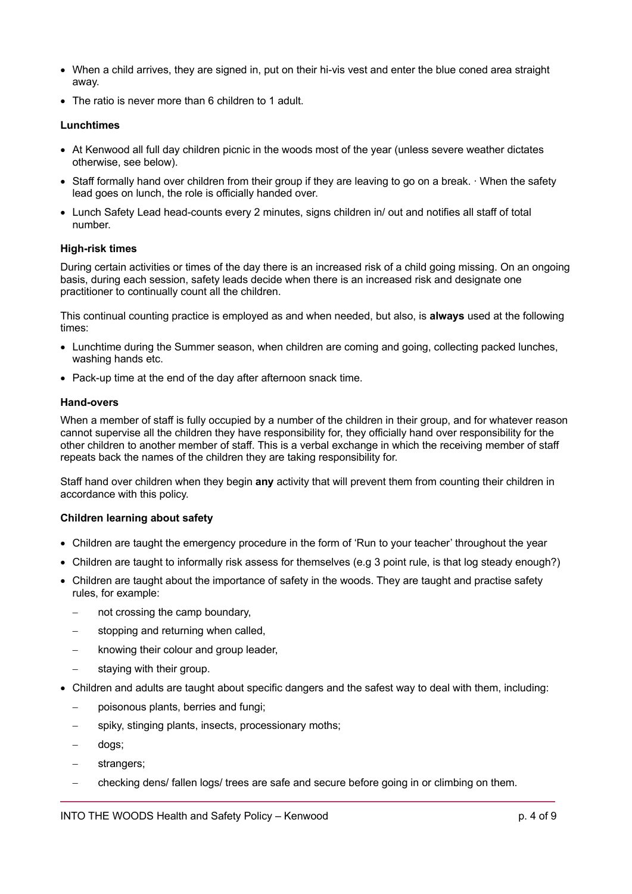- When a child arrives, they are signed in, put on their hi-vis vest and enter the blue coned area straight away.
- The ratio is never more than 6 children to 1 adult.

**Lunchtimes**

- At Kenwood all full day children picnic in the woods most of the year (unless severe weather dictates otherwise, see below).
- Staff formally hand over children from their group if they are leaving to go on a break. · When the safety lead goes on lunch, the role is officially handed over.
- Lunch Safety Lead head-counts every 2 minutes, signs children in/ out and notifies all staff of total number.

**High-risk times**

During certain activities or times of the day there is an increased risk of a child going missing. On an ongoing basis, during each session, safety leads decide when there is an increased risk and designate one practitioner to continually count all the children.

This continual counting practice is employed as and when needed, but also, is **always** used at the following times:

- Lunchtime during the Summer season, when children are coming and going, collecting packed lunches, washing hands etc.
- Pack-up time at the end of the day after afternoon snack time.

**Hand-overs**

When a member of staff is fully occupied by a number of the children in their group, and for whatever reason cannot supervise all the children they have responsibility for, they officially hand over responsibility for the other children to another member of staff. This is a verbal exchange in which the receiving member of staff repeats back the names of the children they are taking responsibility for.

Staff hand over children when they begin **any** activity that will prevent them from counting their children in accordance with this policy.

**Children learning about safety**

- Children are taught the emergency procedure in the form of 'Run to your teacher' throughout the year
- Children are taught to informally risk assess for themselves (e.g 3 point rule, is that log steady enough?)
- Children are taught about the importance of safety in the woods. They are taught and practise safety rules, for example:
  - not crossing the camp boundary,
  - stopping and returning when called,
  - knowing their colour and group leader,
  - staying with their group.
- Children and adults are taught about specific dangers and the safest way to deal with them, including:
  - poisonous plants, berries and fungi;
  - spiky, stinging plants, insects, processionary moths;
  - dogs;
  - strangers;
  - checking dens/ fallen logs/ trees are safe and secure before going in or climbing on them.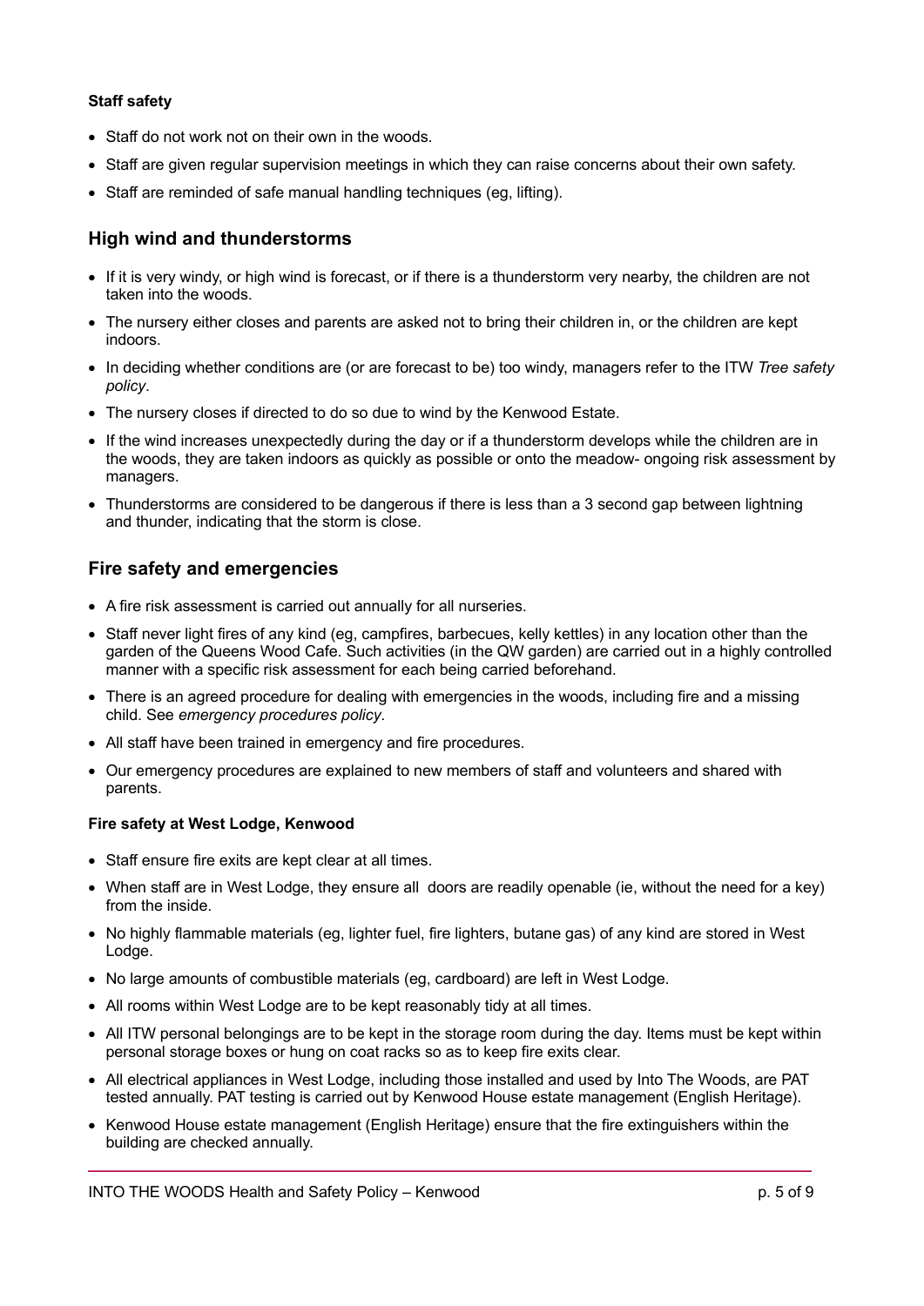#### Staff safety

- Staff do not work not on their own in the woods.
- Staff are given regular supervision meetings in which they can raise concerns about their own safety.
- Staff are reminded of safe manual handling techniques (eg, lifting).

## High wind and thunderstorms

- If it is very windy, or high wind is forecast, or if there is a thunderstorm very nearby, the children are not taken into the woods.
- The nursery either closes and parents are asked not to bring their children in, or the children are kept indoors.
- In deciding whether conditions are (or are forecast to be) too windy, managers refer to the ITW *Tree safety policy*.
- The nursery closes if directed to do so due to wind by the Kenwood Estate.
- If the wind increases unexpectedly during the day or if a thunderstorm develops while the children are in the woods, they are taken indoors as quickly as possible or onto the meadow- ongoing risk assessment by managers.
- Thunderstorms are considered to be dangerous if there is less than a 3 second gap between lightning and thunder, indicating that the storm is close.

## Fire safety and emergencies

- A fire risk assessment is carried out annually for all nurseries.
- Staff never light fires of any kind (eg, campfires, barbecues, kelly kettles) in any location other than the garden of the Queens Wood Cafe. Such activities (in the QW garden) are carried out in a highly controlled manner with a specific risk assessment for each being carried beforehand.
- There is an agreed procedure for dealing with emergencies in the woods, including fire and a missing child. See *emergency procedures policy*.
- All staff have been trained in emergency and fire procedures.
- Our emergency procedures are explained to new members of staff and volunteers and shared with parents.

#### Fire safety at West Lodge, Kenwood

- Staff ensure fire exits are kept clear at all times.
- When staff are in West Lodge, they ensure all doors are readily openable (ie, without the need for a key) from the inside.
- No highly flammable materials (eg, lighter fuel, fire lighters, butane gas) of any kind are stored in West Lodge.
- No large amounts of combustible materials (eg, cardboard) are left in West Lodge.
- All rooms within West Lodge are to be kept reasonably tidy at all times.
- All ITW personal belongings are to be kept in the storage room during the day. Items must be kept within personal storage boxes or hung on coat racks so as to keep fire exits clear.
- All electrical appliances in West Lodge, including those installed and used by Into The Woods, are PAT tested annually. PAT testing is carried out by Kenwood House estate management (English Heritage).
- Kenwood House estate management (English Heritage) ensure that the fire extinguishers within the building are checked annually.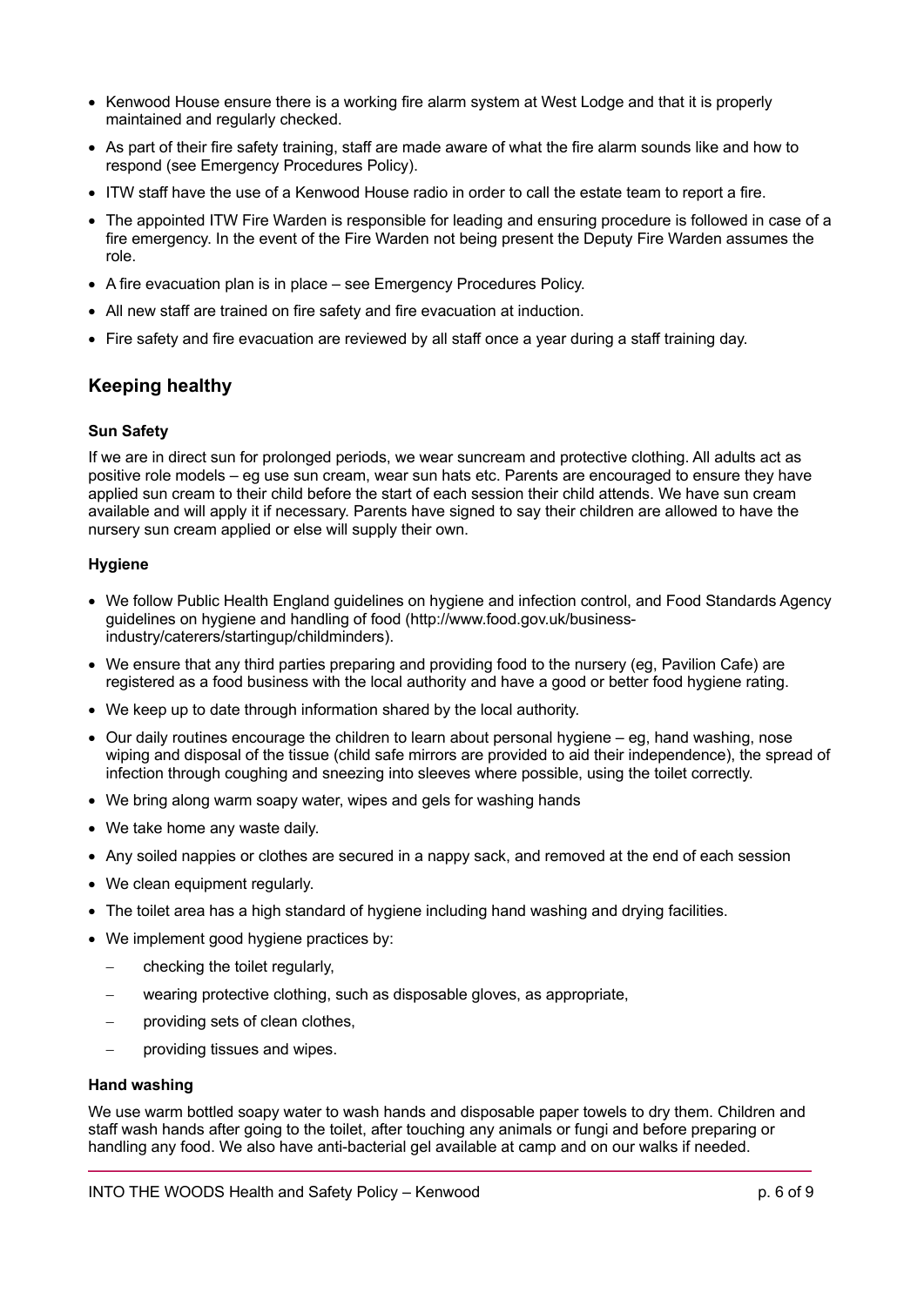- Kenwood House ensure there is a working fire alarm system at West Lodge and that it is properly maintained and regularly checked.
- As part of their fire safety training, staff are made aware of what the fire alarm sounds like and how to respond (see Emergency Procedures Policy).
- ITW staff have the use of a Kenwood House radio in order to call the estate team to report a fire.
- The appointed ITW Fire Warden is responsible for leading and ensuring procedure is followed in case of a fire emergency. In the event of the Fire Warden not being present the Deputy Fire Warden assumes the role.
- A fire evacuation plan is in place – see Emergency Procedures Policy.
- All new staff are trained on fire safety and fire evacuation at induction.
- Fire safety and fire evacuation are reviewed by all staff once a year during a staff training day.

## Keeping healthy

#### Sun Safety

If we are in direct sun for prolonged periods, we wear suncream and protective clothing. All adults act as positive role models – eg use sun cream, wear sun hats etc. Parents are encouraged to ensure they have applied sun cream to their child before the start of each session their child attends. We have sun cream available and will apply it if necessary. Parents have signed to say their children are allowed to have the nursery sun cream applied or else will supply their own.

#### Hygiene

- We follow Public Health England guidelines on hygiene and infection control, and Food Standards Agency guidelines on hygiene and handling of food (http://www.food.gov.uk/business-industry/caterers/startingup/childminders).
- We ensure that any third parties preparing and providing food to the nursery (eg, Pavilion Cafe) are registered as a food business with the local authority and have a good or better food hygiene rating.
- We keep up to date through information shared by the local authority.
- Our daily routines encourage the children to learn about personal hygiene – eg, hand washing, nose wiping and disposal of the tissue (child safe mirrors are provided to aid their independence), the spread of infection through coughing and sneezing into sleeves where possible, using the toilet correctly.
- We bring along warm soapy water, wipes and gels for washing hands
- We take home any waste daily.
- Any soiled nappies or clothes are secured in a nappy sack, and removed at the end of each session
- We clean equipment regularly.
- The toilet area has a high standard of hygiene including hand washing and drying facilities.
- We implement good hygiene practices by:
  - checking the toilet regularly,
  - wearing protective clothing, such as disposable gloves, as appropriate,
  - providing sets of clean clothes,
  - providing tissues and wipes.

#### Hand washing

We use warm bottled soapy water to wash hands and disposable paper towels to dry them. Children and staff wash hands after going to the toilet, after touching any animals or fungi and before preparing or handling any food. We also have anti-bacterial gel available at camp and on our walks if needed.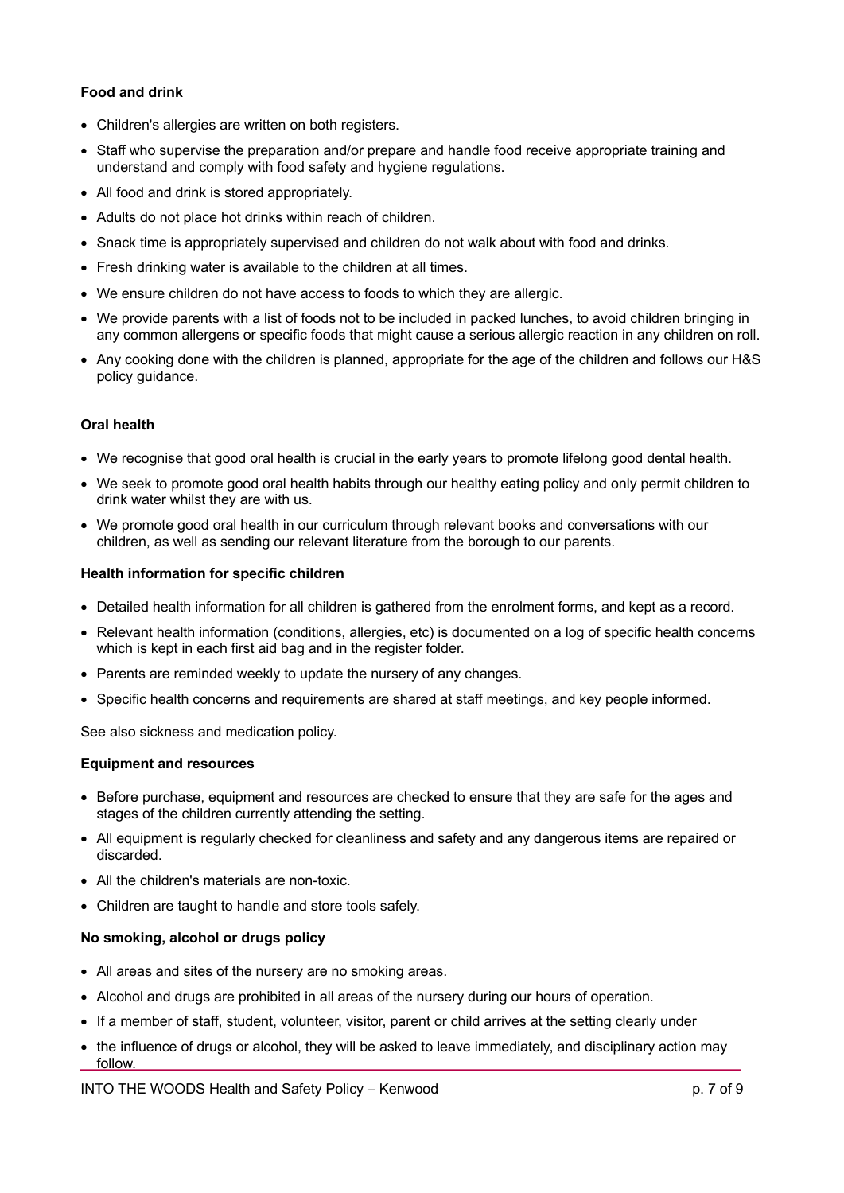**Food and drink**

- Children's allergies are written on both registers.
- Staff who supervise the preparation and/or prepare and handle food receive appropriate training and understand and comply with food safety and hygiene regulations.
- All food and drink is stored appropriately.
- Adults do not place hot drinks within reach of children.
- Snack time is appropriately supervised and children do not walk about with food and drinks.
- Fresh drinking water is available to the children at all times.
- We ensure children do not have access to foods to which they are allergic.
- We provide parents with a list of foods not to be included in packed lunches, to avoid children bringing in any common allergens or specific foods that might cause a serious allergic reaction in any children on roll.
- Any cooking done with the children is planned, appropriate for the age of the children and follows our H&S policy guidance.

**Oral health**

- We recognise that good oral health is crucial in the early years to promote lifelong good dental health.
- We seek to promote good oral health habits through our healthy eating policy and only permit children to drink water whilst they are with us.
- We promote good oral health in our curriculum through relevant books and conversations with our children, as well as sending our relevant literature from the borough to our parents.

**Health information for specific children**

- Detailed health information for all children is gathered from the enrolment forms, and kept as a record.
- Relevant health information (conditions, allergies, etc) is documented on a log of specific health concerns which is kept in each first aid bag and in the register folder.
- Parents are reminded weekly to update the nursery of any changes.
- Specific health concerns and requirements are shared at staff meetings, and key people informed.

See also sickness and medication policy.

**Equipment and resources**

- Before purchase, equipment and resources are checked to ensure that they are safe for the ages and stages of the children currently attending the setting.
- All equipment is regularly checked for cleanliness and safety and any dangerous items are repaired or discarded.
- All the children's materials are non-toxic.
- Children are taught to handle and store tools safely.

**No smoking, alcohol or drugs policy**

- All areas and sites of the nursery are no smoking areas.
- Alcohol and drugs are prohibited in all areas of the nursery during our hours of operation.
- If a member of staff, student, volunteer, visitor, parent or child arrives at the setting clearly under
- the influence of drugs or alcohol, they will be asked to leave immediately, and disciplinary action may follow.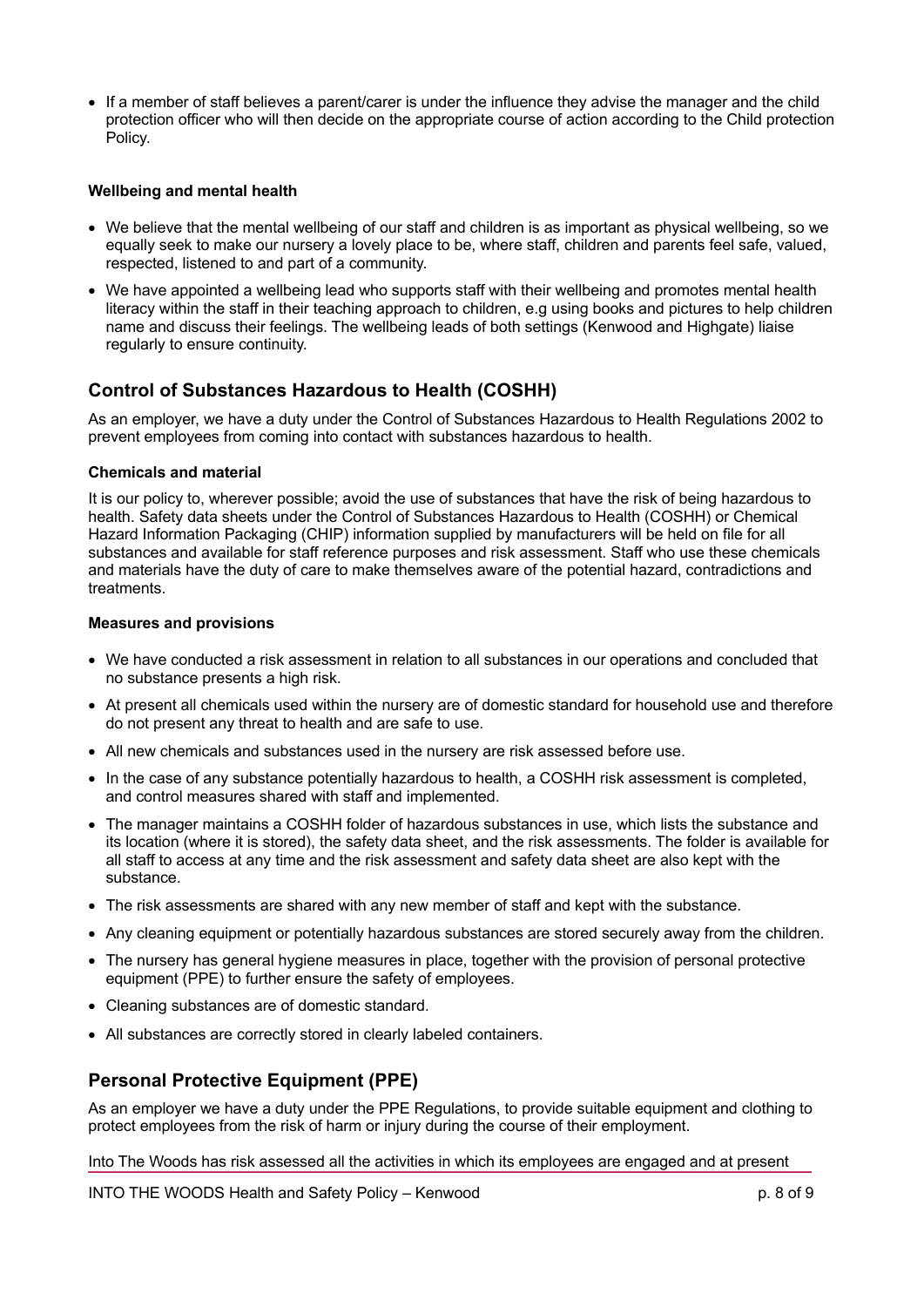- If a member of staff believes a parent/carer is under the influence they advise the manager and the child protection officer who will then decide on the appropriate course of action according to the Child protection Policy.

**Wellbeing and mental health**

- We believe that the mental wellbeing of our staff and children is as important as physical wellbeing, so we equally seek to make our nursery a lovely place to be, where staff, children and parents feel safe, valued, respected, listened to and part of a community.
- We have appointed a wellbeing lead who supports staff with their wellbeing and promotes mental health literacy within the staff in their teaching approach to children, e.g using books and pictures to help children name and discuss their feelings. The wellbeing leads of both settings (Kenwood and Highgate) liaise regularly to ensure continuity.

## Control of Substances Hazardous to Health (COSHH)

As an employer, we have a duty under the Control of Substances Hazardous to Health Regulations 2002 to prevent employees from coming into contact with substances hazardous to health.

**Chemicals and material**

It is our policy to, wherever possible; avoid the use of substances that have the risk of being hazardous to health. Safety data sheets under the Control of Substances Hazardous to Health (COSHH) or Chemical Hazard Information Packaging (CHIP) information supplied by manufacturers will be held on file for all substances and available for staff reference purposes and risk assessment. Staff who use these chemicals and materials have the duty of care to make themselves aware of the potential hazard, contradictions and treatments.

**Measures and provisions**

- We have conducted a risk assessment in relation to all substances in our operations and concluded that no substance presents a high risk.
- At present all chemicals used within the nursery are of domestic standard for household use and therefore do not present any threat to health and are safe to use.
- All new chemicals and substances used in the nursery are risk assessed before use.
- In the case of any substance potentially hazardous to health, a COSHH risk assessment is completed, and control measures shared with staff and implemented.
- The manager maintains a COSHH folder of hazardous substances in use, which lists the substance and its location (where it is stored), the safety data sheet, and the risk assessments. The folder is available for all staff to access at any time and the risk assessment and safety data sheet are also kept with the substance.
- The risk assessments are shared with any new member of staff and kept with the substance.
- Any cleaning equipment or potentially hazardous substances are stored securely away from the children.
- The nursery has general hygiene measures in place, together with the provision of personal protective equipment (PPE) to further ensure the safety of employees.
- Cleaning substances are of domestic standard.
- All substances are correctly stored in clearly labeled containers.

## Personal Protective Equipment (PPE)

As an employer we have a duty under the PPE Regulations, to provide suitable equipment and clothing to protect employees from the risk of harm or injury during the course of their employment.

Into The Woods has risk assessed all the activities in which its employees are engaged and at present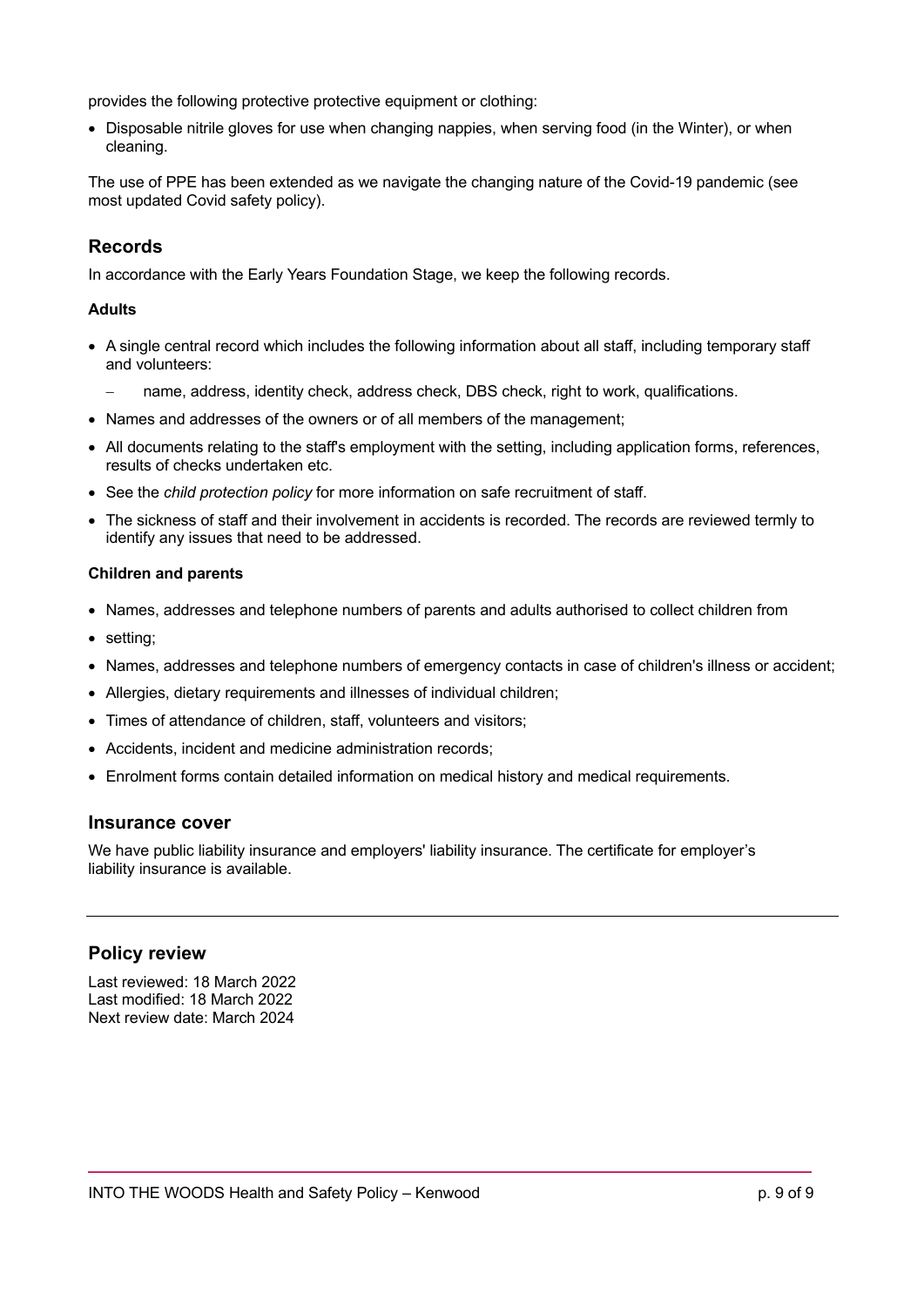provides the following protective protective equipment or clothing:

- Disposable nitrile gloves for use when changing nappies, when serving food (in the Winter), or when cleaning.

The use of PPE has been extended as we navigate the changing nature of the Covid-19 pandemic (see most updated Covid safety policy).

## Records

In accordance with the Early Years Foundation Stage, we keep the following records.

### Adults

- A single central record which includes the following information about all staff, including temporary staff and volunteers:
  - name, address, identity check, address check, DBS check, right to work, qualifications.
- Names and addresses of the owners or of all members of the management;
- All documents relating to the staff's employment with the setting, including application forms, references, results of checks undertaken etc.
- See the *child protection policy* for more information on safe recruitment of staff.
- The sickness of staff and their involvement in accidents is recorded. The records are reviewed termly to identify any issues that need to be addressed.

### Children and parents

- Names, addresses and telephone numbers of parents and adults authorised to collect children from
- setting;
- Names, addresses and telephone numbers of emergency contacts in case of children's illness or accident;
- Allergies, dietary requirements and illnesses of individual children;
- Times of attendance of children, staff, volunteers and visitors;
- Accidents, incident and medicine administration records;
- Enrolment forms contain detailed information on medical history and medical requirements.

## Insurance cover

We have public liability insurance and employers' liability insurance. The certificate for employer's liability insurance is available.

---

## Policy review

Last reviewed: 18 March 2022
Last modified: 18 March 2022
Next review date: March 2024